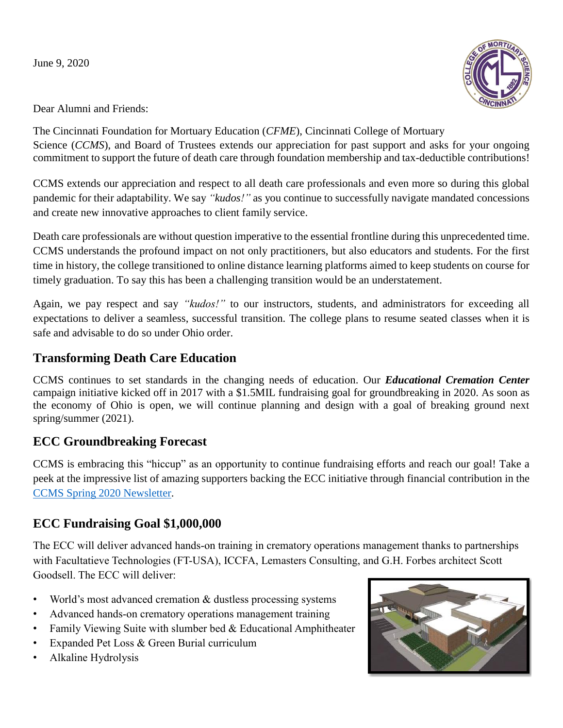June 9, 2020

Dear Alumni and Friends:

The Cincinnati Foundation for Mortuary Education (*CFME*), Cincinnati College of Mortuary Science (*CCMS*), and Board of Trustees extends our appreciation for past support and asks for your ongoing commitment to support the future of death care through foundation membership and tax-deductible contributions!

CCMS extends our appreciation and respect to all death care professionals and even more so during this global pandemic for their adaptability. We say *"kudos!"* as you continue to successfully navigate mandated concessions and create new innovative approaches to client family service.

Death care professionals are without question imperative to the essential frontline during this unprecedented time. CCMS understands the profound impact on not only practitioners, but also educators and students. For the first time in history, the college transitioned to online distance learning platforms aimed to keep students on course for timely graduation. To say this has been a challenging transition would be an understatement.

Again, we pay respect and say *"kudos!"* to our instructors, students, and administrators for exceeding all expectations to deliver a seamless, successful transition. The college plans to resume seated classes when it is safe and advisable to do so under Ohio order.

## Transforming Death Care Education

CCMS continues to set standards in the changing needs of education. Our ***Educational Cremation Center*** campaign initiative kicked off in 2017 with a $1.5MIL fundraising goal for groundbreaking in 2020. As soon as the economy of Ohio is open, we will continue planning and design with a goal of breaking ground next spring/summer (2021).

## ECC Groundbreaking Forecast

CCMS is embracing this "hiccup" as an opportunity to continue fundraising efforts and reach our goal! Take a peek at the impressive list of amazing supporters backing the ECC initiative through financial contribution in the CCMS Spring 2020 Newsletter.

## ECC Fundraising Goal $1,000,000

The ECC will deliver advanced hands-on training in crematory operations management thanks to partnerships with Facultatieve Technologies (FT-USA), ICCFA, Lemasters Consulting, and G.H. Forbes architect Scott Goodsell. The ECC will deliver:

- World's most advanced cremation & dustless processing systems
- Advanced hands-on crematory operations management training
- Family Viewing Suite with slumber bed & Educational Amphitheater
- Expanded Pet Loss & Green Burial curriculum
- Alkaline Hydrolysis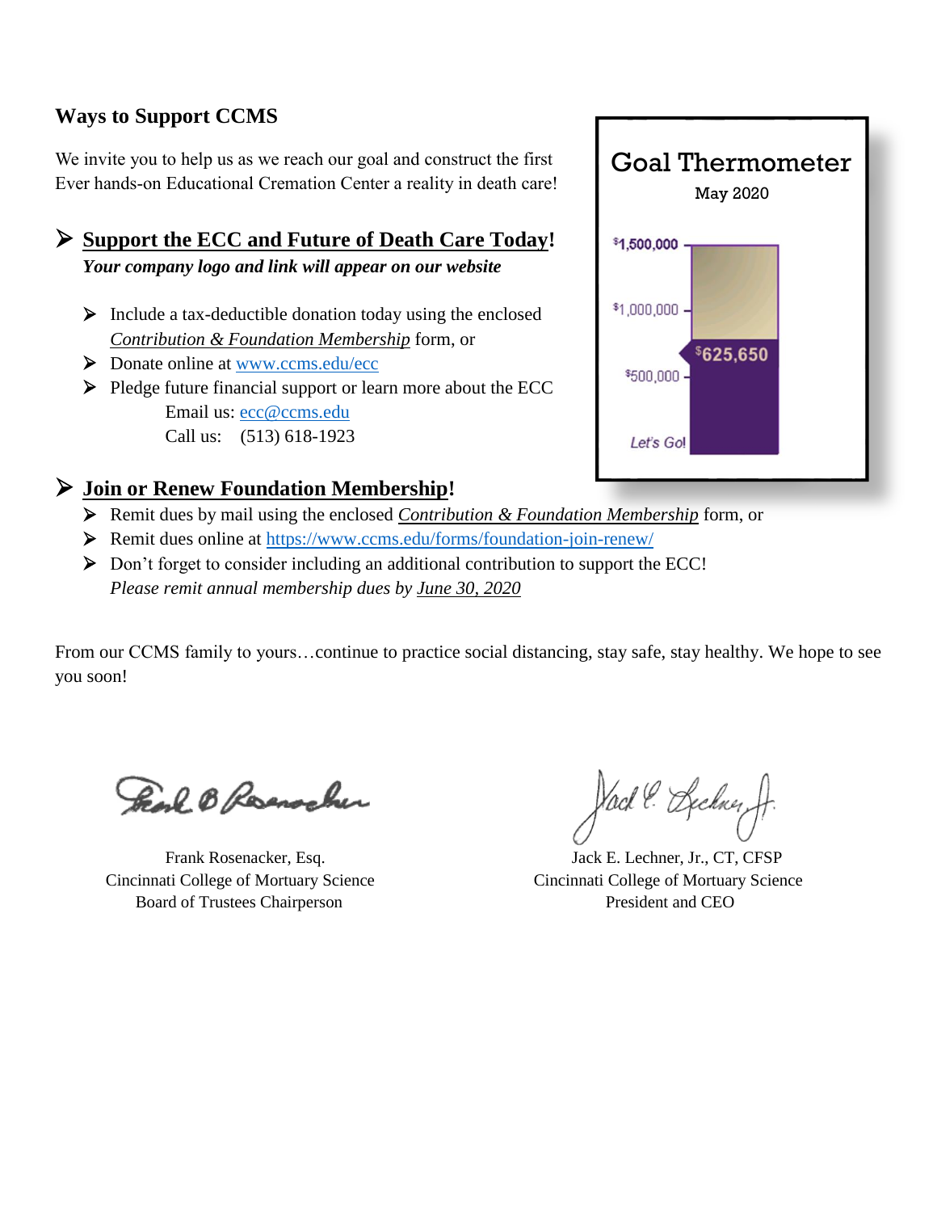## Ways to Support CCMS

We invite you to help us as we reach our goal and construct the first Ever hands-on Educational Cremation Center a reality in death care!

**Goal Thermometer**

May 2020

$1,500,000
$1,000,000
$625,650
$500,000
Let's Go!

- **Support the ECC and Future of Death Care Today!**
  ***Your company logo and link will appear on our website***
  - Include a tax-deductible donation today using the enclosed *Contribution & Foundation Membership* form, or
  - Donate online at www.ccms.edu/ecc
  - Pledge future financial support or learn more about the ECC
    Email us: ecc@ccms.edu
    Call us: (513) 618-1923

- **Join or Renew Foundation Membership!**
  - Remit dues by mail using the enclosed *Contribution & Foundation Membership* form, or
  - Remit dues online at https://www.ccms.edu/forms/foundation-join-renew/
  - Don't forget to consider including an additional contribution to support the ECC!
    *Please remit annual membership dues by June 30, 2020*

From our CCMS family to yours…continue to practice social distancing, stay safe, stay healthy. We hope to see you soon!

Frank Rosenacker, Esq.
Cincinnati College of Mortuary Science
Board of Trustees Chairperson

Jack E. Lechner, Jr., CT, CFSP
Cincinnati College of Mortuary Science
President and CEO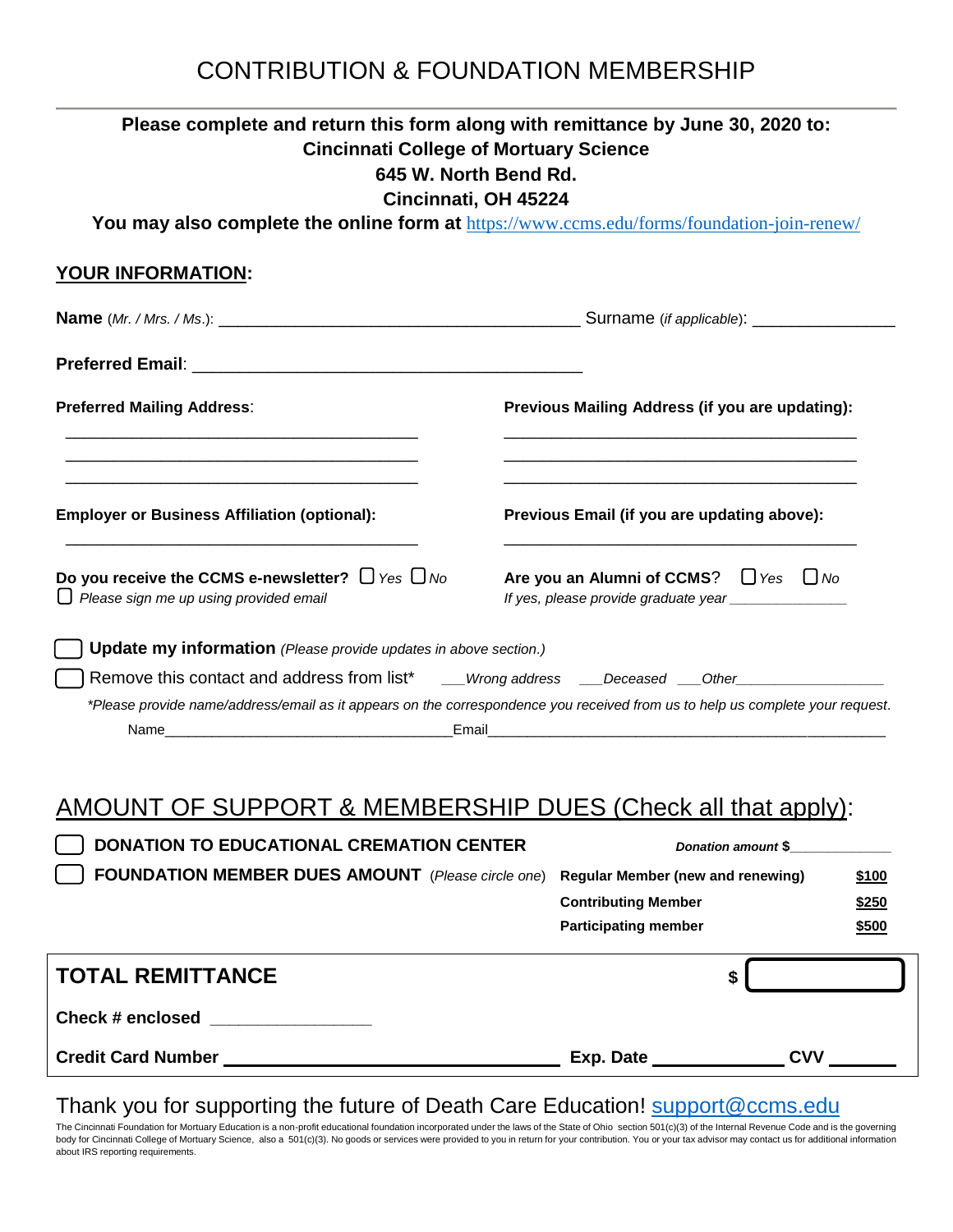# CONTRIBUTION & FOUNDATION MEMBERSHIP

**Please complete and return this form along with remittance by June 30, 2020 to:**
**Cincinnati College of Mortuary Science**
**645 W. North Bend Rd.**
**Cincinnati, OH 45224**
**You may also complete the online form at** https://www.ccms.edu/forms/foundation-join-renew/

## YOUR INFORMATION:

**Name** (*Mr. / Mrs. / Ms.*): ________________________________________ Surname (*if applicable*): _______________

**Preferred Email**: __________________________________________

**Preferred Mailing Address**:

_______________________________________
_______________________________________
_______________________________________

**Previous Mailing Address (if you are updating):**

_______________________________________
_______________________________________
_______________________________________

**Employer or Business Affiliation (optional):**

_______________________________________

**Previous Email (if you are updating above):**

_______________________________________

**Do you receive the CCMS e-newsletter?** ☐ *Yes* ☐ *No*
☐ *Please sign me up using provided email*

**Are you an Alumni of CCMS?** ☐ *Yes* ☐ *No*
*If yes, please provide graduate year* ______________

☐ **Update my information** (*Please provide updates in above section.*)

☐ Remove this contact and address from list* ___*Wrong address* ___*Deceased* ___*Other*__________________

*\*Please provide name/address/email as it appears on the correspondence you received from us to help us complete your request.*

Name___________________________________Email_________________________________________________

## AMOUNT OF SUPPORT & MEMBERSHIP DUES (Check all that apply):

☐ **DONATION TO EDUCATIONAL CREMATION CENTER** ***Donation amount $***_____________

☐ **FOUNDATION MEMBER DUES AMOUNT** (*Please circle one*)

| | |
|---|---|
| **Regular Member (new and renewing)** | **$100** |
| **Contributing Member** | **$250** |
| **Participating member** | **$500** |

## TOTAL REMITTANCE

**$** ☐

**Check # enclosed** _________________

**Credit Card Number** ________________________________ **Exp. Date** _____________ **CVV** _______

Thank you for supporting the future of Death Care Education! support@ccms.edu

The Cincinnati Foundation for Mortuary Education is a non-profit educational foundation incorporated under the laws of the State of Ohio section 501(c)(3) of the Internal Revenue Code and is the governing body for Cincinnati College of Mortuary Science, also a 501(c)(3). No goods or services were provided to you in return for your contribution. You or your tax advisor may contact us for additional information about IRS reporting requirements.